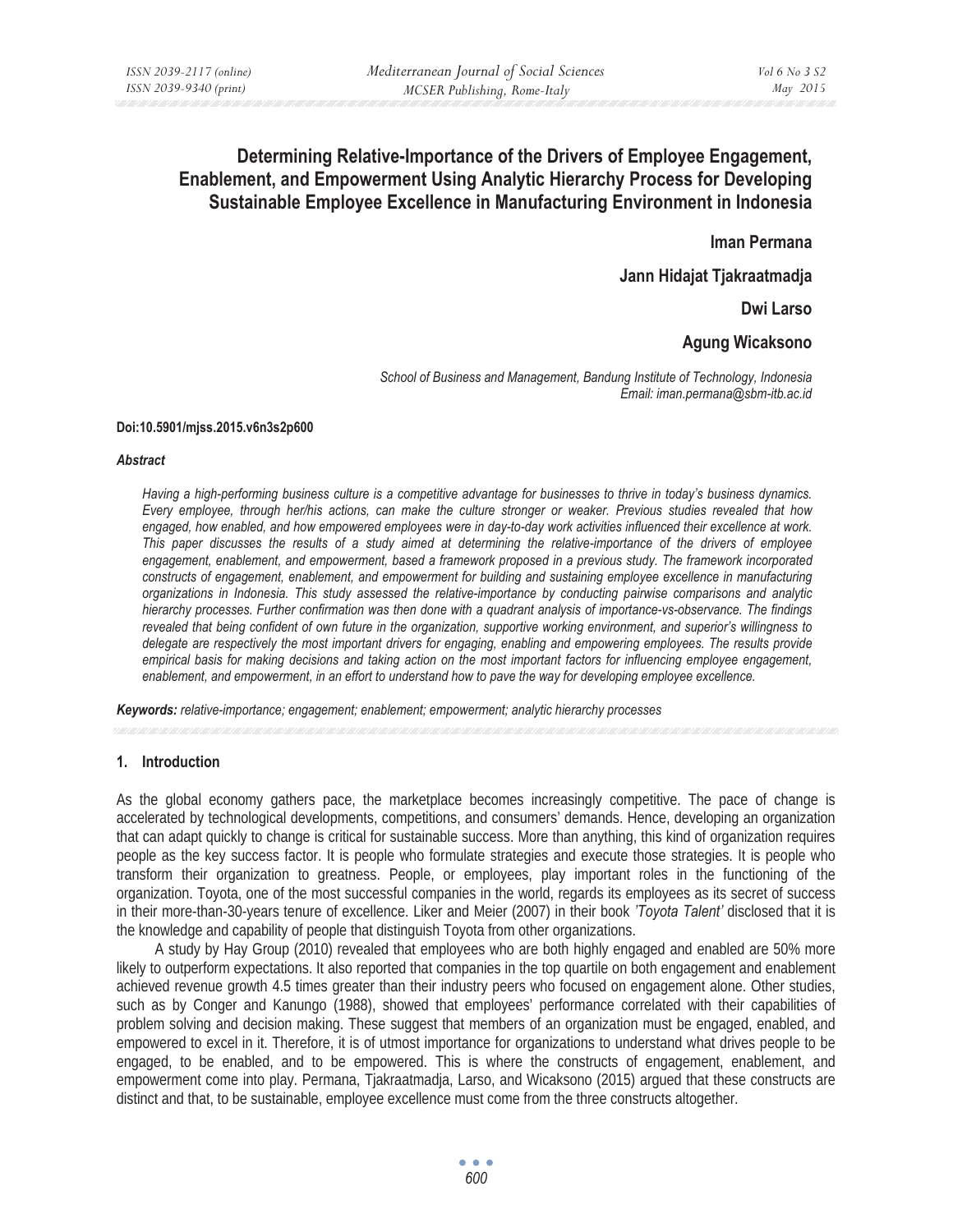# Determining Relative-Importance of the Drivers of Employee Engagement, Enablement, and Empowerment Using Analytic Hierarchy Process for Developing Sustainable Employee Excellence in Manufacturing Environment in Indonesia

**Iman Permana**

**Jann Hidajat Tjakraatmadja**

**Dwi Larso**

**Agung Wicaksono**

*School of Business and Management, Bandung Institute of Technology, Indonesia*
*Email: iman.permana@sbm-itb.ac.id*

**Doi:10.5901/mjss.2015.v6n3s2p600**

***Abstract***

*Having a high-performing business culture is a competitive advantage for businesses to thrive in today's business dynamics. Every employee, through her/his actions, can make the culture stronger or weaker. Previous studies revealed that how engaged, how enabled, and how empowered employees were in day-to-day work activities influenced their excellence at work. This paper discusses the results of a study aimed at determining the relative-importance of the drivers of employee engagement, enablement, and empowerment, based a framework proposed in a previous study. The framework incorporated constructs of engagement, enablement, and empowerment for building and sustaining employee excellence in manufacturing organizations in Indonesia. This study assessed the relative-importance by conducting pairwise comparisons and analytic hierarchy processes. Further confirmation was then done with a quadrant analysis of importance-vs-observance. The findings revealed that being confident of own future in the organization, supportive working environment, and superior's willingness to delegate are respectively the most important drivers for engaging, enabling and empowering employees. The results provide empirical basis for making decisions and taking action on the most important factors for influencing employee engagement, enablement, and empowerment, in an effort to understand how to pave the way for developing employee excellence.*

***Keywords:*** *relative-importance; engagement; enablement; empowerment; analytic hierarchy processes*

## 1. Introduction

As the global economy gathers pace, the marketplace becomes increasingly competitive. The pace of change is accelerated by technological developments, competitions, and consumers' demands. Hence, developing an organization that can adapt quickly to change is critical for sustainable success. More than anything, this kind of organization requires people as the key success factor. It is people who formulate strategies and execute those strategies. It is people who transform their organization to greatness. People, or employees, play important roles in the functioning of the organization. Toyota, one of the most successful companies in the world, regards its employees as its secret of success in their more-than-30-years tenure of excellence. Liker and Meier (2007) in their book *'Toyota Talent'* disclosed that it is the knowledge and capability of people that distinguish Toyota from other organizations.

A study by Hay Group (2010) revealed that employees who are both highly engaged and enabled are 50% more likely to outperform expectations. It also reported that companies in the top quartile on both engagement and enablement achieved revenue growth 4.5 times greater than their industry peers who focused on engagement alone. Other studies, such as by Conger and Kanungo (1988), showed that employees' performance correlated with their capabilities of problem solving and decision making. These suggest that members of an organization must be engaged, enabled, and empowered to excel in it. Therefore, it is of utmost importance for organizations to understand what drives people to be engaged, to be enabled, and to be empowered. This is where the constructs of engagement, enablement, and empowerment come into play. Permana, Tjakraatmadja, Larso, and Wicaksono (2015) argued that these constructs are distinct and that, to be sustainable, employee excellence must come from the three constructs altogether.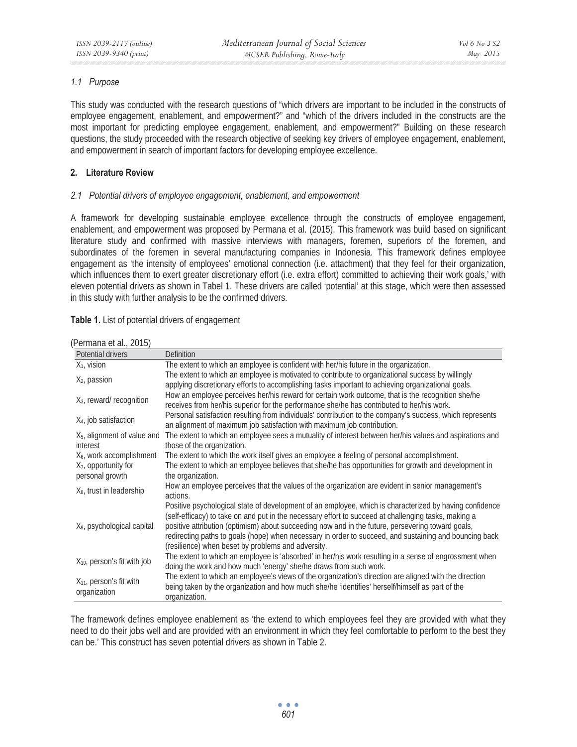### 1.1 Purpose

This study was conducted with the research questions of "which drivers are important to be included in the constructs of employee engagement, enablement, and empowerment?" and "which of the drivers included in the constructs are the most important for predicting employee engagement, enablement, and empowerment?" Building on these research questions, the study proceeded with the research objective of seeking key drivers of employee engagement, enablement, and empowerment in search of important factors for developing employee excellence.

## 2. Literature Review

### 2.1 Potential drivers of employee engagement, enablement, and empowerment

A framework for developing sustainable employee excellence through the constructs of employee engagement, enablement, and empowerment was proposed by Permana et al. (2015). This framework was build based on significant literature study and confirmed with massive interviews with managers, foremen, superiors of the foremen, and subordinates of the foremen in several manufacturing companies in Indonesia. This framework defines employee engagement as 'the intensity of employees' emotional connection (i.e. attachment) that they feel for their organization, which influences them to exert greater discretionary effort (i.e. extra effort) committed to achieving their work goals,' with eleven potential drivers as shown in Tabel 1. These drivers are called 'potential' at this stage, which were then assessed in this study with further analysis to be the confirmed drivers.

**Table 1.** List of potential drivers of engagement

(Permana et al., 2015)

| Potential drivers | Definition |
|---|---|
| $X_1$, vision | The extent to which an employee is confident with her/his future in the organization. |
| $X_2$, passion | The extent to which an employee is motivated to contribute to organizational success by willingly applying discretionary efforts to accomplishing tasks important to achieving organizational goals. |
| $X_3$, reward/ recognition | How an employee perceives her/his reward for certain work outcome, that is the recognition she/he receives from her/his superior for the performance she/he has contributed to her/his work. |
| $X_4$, job satisfaction | Personal satisfaction resulting from individuals' contribution to the company's success, which represents an alignment of maximum job satisfaction with maximum job contribution. |
| $X_5$, alignment of value and interest | The extent to which an employee sees a mutuality of interest between her/his values and aspirations and those of the organization. |
| $X_6$, work accomplishment | The extent to which the work itself gives an employee a feeling of personal accomplishment. |
| $X_7$, opportunity for personal growth | The extent to which an employee believes that she/he has opportunities for growth and development in the organization. |
| $X_8$, trust in leadership | How an employee perceives that the values of the organization are evident in senior management's actions. |
| $X_9$, psychological capital | Positive psychological state of development of an employee, which is characterized by having confidence (self-efficacy) to take on and put in the necessary effort to succeed at challenging tasks, making a positive attribution (optimism) about succeeding now and in the future, persevering toward goals, redirecting paths to goals (hope) when necessary in order to succeed, and sustaining and bouncing back (resilience) when beset by problems and adversity. |
| $X_{10}$, person's fit with job | The extent to which an employee is 'absorbed' in her/his work resulting in a sense of engrossment when doing the work and how much 'energy' she/he draws from such work. |
| $X_{11}$, person's fit with organization | The extent to which an employee's views of the organization's direction are aligned with the direction being taken by the organization and how much she/he 'identifies' herself/himself as part of the organization. |

The framework defines employee enablement as 'the extend to which employees feel they are provided with what they need to do their jobs well and are provided with an environment in which they feel comfortable to perform to the best they can be.' This construct has seven potential drivers as shown in Table 2.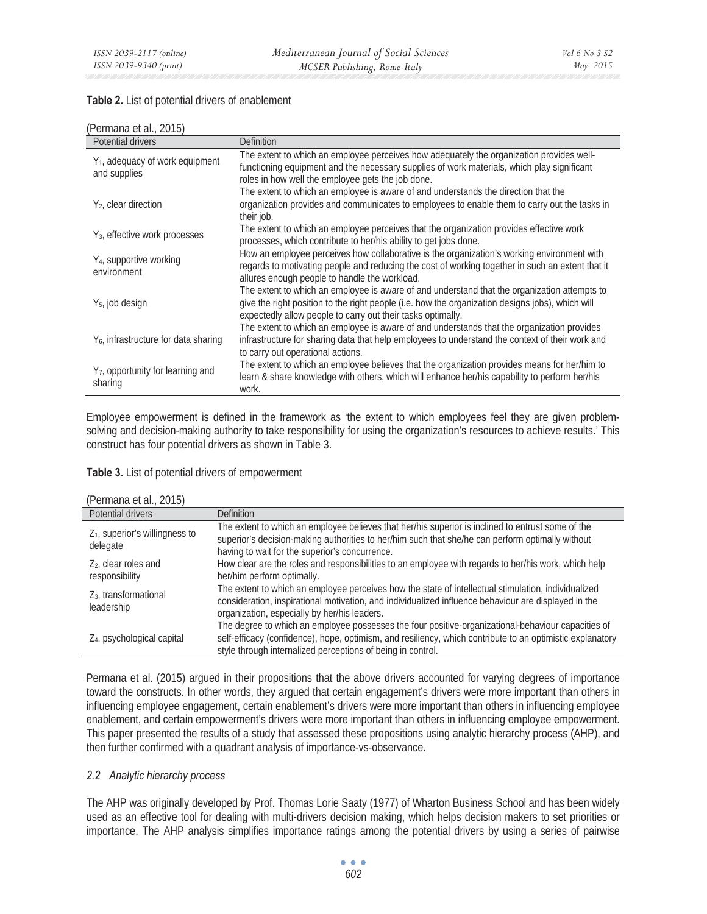**Table 2.** List of potential drivers of enablement

(Permana et al., 2015)

| Potential drivers | Definition |
| --- | --- |
| $Y_1$, adequacy of work equipment and supplies | The extent to which an employee perceives how adequately the organization provides well-functioning equipment and the necessary supplies of work materials, which play significant roles in how well the employee gets the job done. |
| $Y_2$, clear direction | The extent to which an employee is aware of and understands the direction that the organization provides and communicates to employees to enable them to carry out the tasks in their job. |
| $Y_3$, effective work processes | The extent to which an employee perceives that the organization provides effective work processes, which contribute to her/his ability to get jobs done. |
| $Y_4$, supportive working environment | How an employee perceives how collaborative is the organization's working environment with regards to motivating people and reducing the cost of working together in such an extent that it allures enough people to handle the workload. |
| $Y_5$, job design | The extent to which an employee is aware of and understand that the organization attempts to give the right position to the right people (i.e. how the organization designs jobs), which will expectedly allow people to carry out their tasks optimally. |
| $Y_6$, infrastructure for data sharing | The extent to which an employee is aware of and understands that the organization provides infrastructure for sharing data that help employees to understand the context of their work and to carry out operational actions. |
| $Y_7$, opportunity for learning and sharing | The extent to which an employee believes that the organization provides means for her/him to learn & share knowledge with others, which will enhance her/his capability to perform her/his work. |

Employee empowerment is defined in the framework as 'the extent to which employees feel they are given problem-solving and decision-making authority to take responsibility for using the organization's resources to achieve results.' This construct has four potential drivers as shown in Table 3.

**Table 3.** List of potential drivers of empowerment

(Permana et al., 2015)

| Potential drivers | Definition |
| --- | --- |
| $Z_1$, superior's willingness to delegate | The extent to which an employee believes that her/his superior is inclined to entrust some of the superior's decision-making authorities to her/him such that she/he can perform optimally without having to wait for the superior's concurrence. |
| $Z_2$, clear roles and responsibility | How clear are the roles and responsibilities to an employee with regards to her/his work, which help her/him perform optimally. |
| $Z_3$, transformational leadership | The extent to which an employee perceives how the state of intellectual stimulation, individualized consideration, inspirational motivation, and individualized influence behaviour are displayed in the organization, especially by her/his leaders. |
| $Z_4$, psychological capital | The degree to which an employee possesses the four positive-organizational-behaviour capacities of self-efficacy (confidence), hope, optimism, and resiliency, which contribute to an optimistic explanatory style through internalized perceptions of being in control. |

Permana et al. (2015) argued in their propositions that the above drivers accounted for varying degrees of importance toward the constructs. In other words, they argued that certain engagement's drivers were more important than others in influencing employee engagement, certain enablement's drivers were more important than others in influencing employee enablement, and certain empowerment's drivers were more important than others in influencing employee empowerment. This paper presented the results of a study that assessed these propositions using analytic hierarchy process (AHP), and then further confirmed with a quadrant analysis of importance-vs-observance.

### *2.2 Analytic hierarchy process*

The AHP was originally developed by Prof. Thomas Lorie Saaty (1977) of Wharton Business School and has been widely used as an effective tool for dealing with multi-drivers decision making, which helps decision makers to set priorities or importance. The AHP analysis simplifies importance ratings among the potential drivers by using a series of pairwise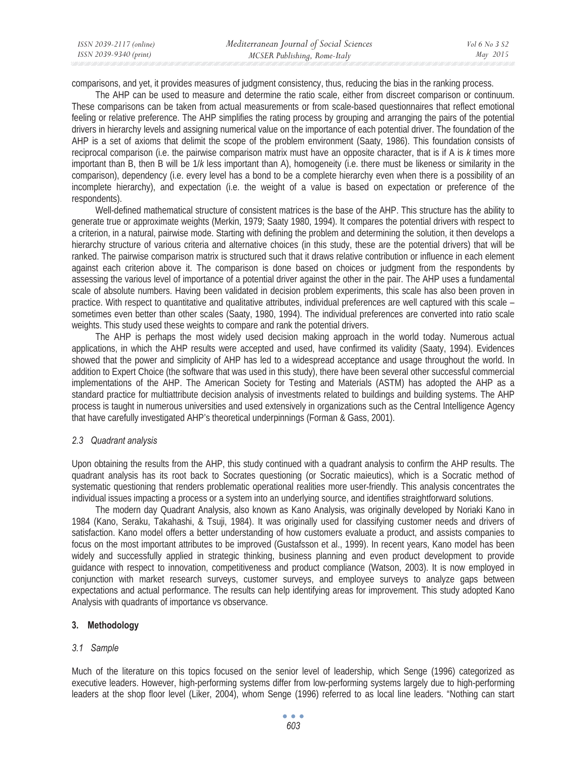comparisons, and yet, it provides measures of judgment consistency, thus, reducing the bias in the ranking process.

The AHP can be used to measure and determine the ratio scale, either from discreet comparison or continuum. These comparisons can be taken from actual measurements or from scale-based questionnaires that reflect emotional feeling or relative preference. The AHP simplifies the rating process by grouping and arranging the pairs of the potential drivers in hierarchy levels and assigning numerical value on the importance of each potential driver. The foundation of the AHP is a set of axioms that delimit the scope of the problem environment (Saaty, 1986). This foundation consists of reciprocal comparison (i.e. the pairwise comparison matrix must have an opposite character, that is if A is *k* times more important than B, then B will be 1/*k* less important than A), homogeneity (i.e. there must be likeness or similarity in the comparison), dependency (i.e. every level has a bond to be a complete hierarchy even when there is a possibility of an incomplete hierarchy), and expectation (i.e. the weight of a value is based on expectation or preference of the respondents).

Well-defined mathematical structure of consistent matrices is the base of the AHP. This structure has the ability to generate true or approximate weights (Merkin, 1979; Saaty 1980, 1994). It compares the potential drivers with respect to a criterion, in a natural, pairwise mode. Starting with defining the problem and determining the solution, it then develops a hierarchy structure of various criteria and alternative choices (in this study, these are the potential drivers) that will be ranked. The pairwise comparison matrix is structured such that it draws relative contribution or influence in each element against each criterion above it. The comparison is done based on choices or judgment from the respondents by assessing the various level of importance of a potential driver against the other in the pair. The AHP uses a fundamental scale of absolute numbers. Having been validated in decision problem experiments, this scale has also been proven in practice. With respect to quantitative and qualitative attributes, individual preferences are well captured with this scale – sometimes even better than other scales (Saaty, 1980, 1994). The individual preferences are converted into ratio scale weights. This study used these weights to compare and rank the potential drivers.

The AHP is perhaps the most widely used decision making approach in the world today. Numerous actual applications, in which the AHP results were accepted and used, have confirmed its validity (Saaty, 1994). Evidences showed that the power and simplicity of AHP has led to a widespread acceptance and usage throughout the world. In addition to Expert Choice (the software that was used in this study), there have been several other successful commercial implementations of the AHP. The American Society for Testing and Materials (ASTM) has adopted the AHP as a standard practice for multiattribute decision analysis of investments related to buildings and building systems. The AHP process is taught in numerous universities and used extensively in organizations such as the Central Intelligence Agency that have carefully investigated AHP's theoretical underpinnings (Forman & Gass, 2001).

### *2.3 Quadrant analysis*

Upon obtaining the results from the AHP, this study continued with a quadrant analysis to confirm the AHP results. The quadrant analysis has its root back to Socrates questioning (or Socratic maieutics), which is a Socratic method of systematic questioning that renders problematic operational realities more user-friendly. This analysis concentrates the individual issues impacting a process or a system into an underlying source, and identifies straightforward solutions.

The modern day Quadrant Analysis, also known as Kano Analysis, was originally developed by Noriaki Kano in 1984 (Kano, Seraku, Takahashi, & Tsuji, 1984). It was originally used for classifying customer needs and drivers of satisfaction. Kano model offers a better understanding of how customers evaluate a product, and assists companies to focus on the most important attributes to be improved (Gustafsson et al., 1999). In recent years, Kano model has been widely and successfully applied in strategic thinking, business planning and even product development to provide guidance with respect to innovation, competitiveness and product compliance (Watson, 2003). It is now employed in conjunction with market research surveys, customer surveys, and employee surveys to analyze gaps between expectations and actual performance. The results can help identifying areas for improvement. This study adopted Kano Analysis with quadrants of importance vs observance.

## **3. Methodology**

### *3.1 Sample*

Much of the literature on this topics focused on the senior level of leadership, which Senge (1996) categorized as executive leaders. However, high-performing systems differ from low-performing systems largely due to high-performing leaders at the shop floor level (Liker, 2004), whom Senge (1996) referred to as local line leaders. "Nothing can start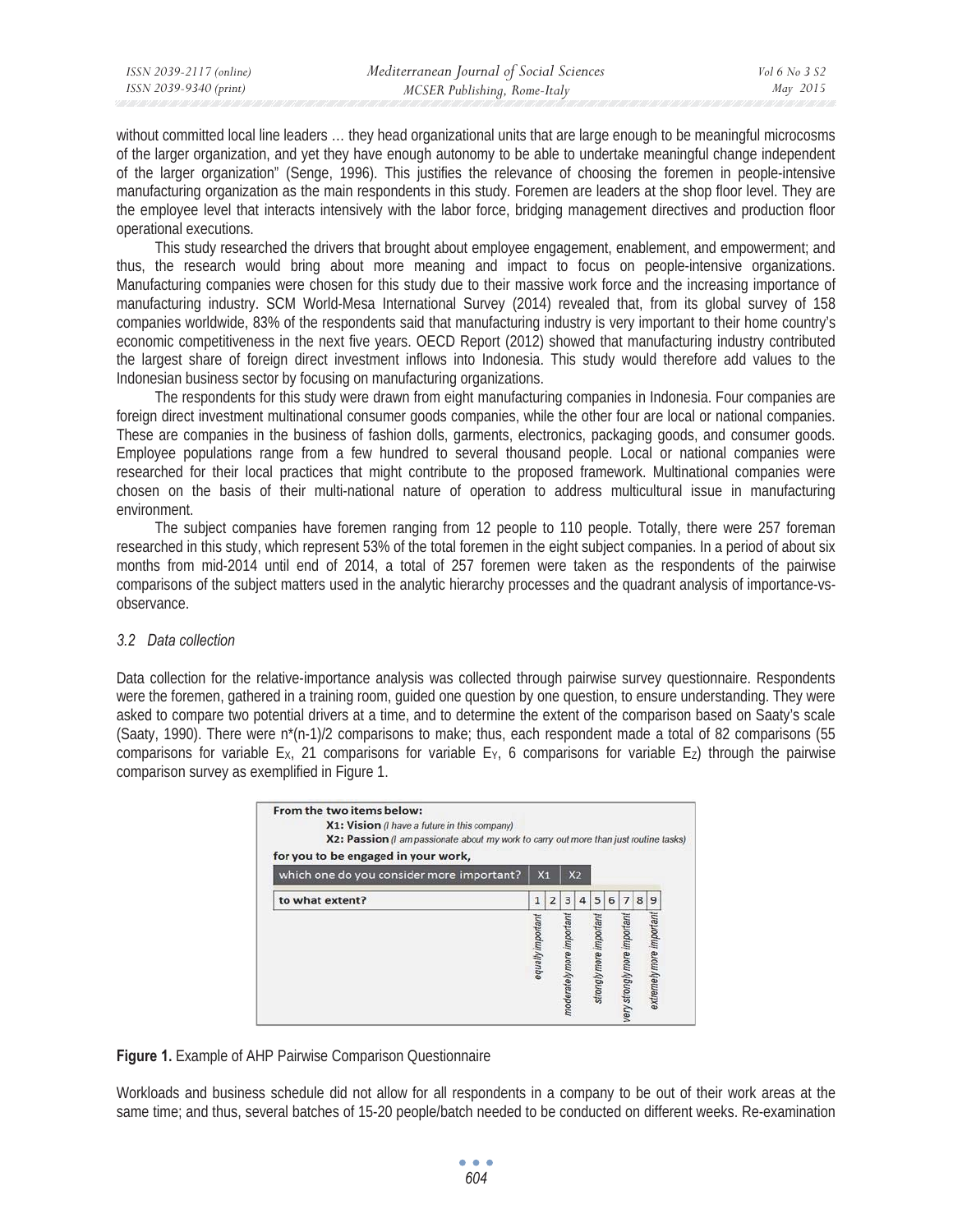without committed local line leaders … they head organizational units that are large enough to be meaningful microcosms of the larger organization, and yet they have enough autonomy to be able to undertake meaningful change independent of the larger organization" (Senge, 1996). This justifies the relevance of choosing the foremen in people-intensive manufacturing organization as the main respondents in this study. Foremen are leaders at the shop floor level. They are the employee level that interacts intensively with the labor force, bridging management directives and production floor operational executions.

This study researched the drivers that brought about employee engagement, enablement, and empowerment; and thus, the research would bring about more meaning and impact to focus on people-intensive organizations. Manufacturing companies were chosen for this study due to their massive work force and the increasing importance of manufacturing industry. SCM World-Mesa International Survey (2014) revealed that, from its global survey of 158 companies worldwide, 83% of the respondents said that manufacturing industry is very important to their home country's economic competitiveness in the next five years. OECD Report (2012) showed that manufacturing industry contributed the largest share of foreign direct investment inflows into Indonesia. This study would therefore add values to the Indonesian business sector by focusing on manufacturing organizations.

The respondents for this study were drawn from eight manufacturing companies in Indonesia. Four companies are foreign direct investment multinational consumer goods companies, while the other four are local or national companies. These are companies in the business of fashion dolls, garments, electronics, packaging goods, and consumer goods. Employee populations range from a few hundred to several thousand people. Local or national companies were researched for their local practices that might contribute to the proposed framework. Multinational companies were chosen on the basis of their multi-national nature of operation to address multicultural issue in manufacturing environment.

The subject companies have foremen ranging from 12 people to 110 people. Totally, there were 257 foreman researched in this study, which represent 53% of the total foremen in the eight subject companies. In a period of about six months from mid-2014 until end of 2014, a total of 257 foremen were taken as the respondents of the pairwise comparisons of the subject matters used in the analytic hierarchy processes and the quadrant analysis of importance-vs-observation.

### *3.2 Data collection*

Data collection for the relative-importance analysis was collected through pairwise survey questionnaire. Respondents were the foremen, gathered in a training room, guided one question by one question, to ensure understanding. They were asked to compare two potential drivers at a time, and to determine the extent of the comparison based on Saaty's scale (Saaty, 1990). There were $n*(n-1)/2$ comparisons to make; thus, each respondent made a total of 82 comparisons (55 comparisons for variable $E_X$, 21 comparisons for variable $E_Y$, 6 comparisons for variable $E_Z$) through the pairwise comparison survey as exemplified in Figure 1.

**From the two items below:**
**X1: Vision** *(I have a future in this company)*
**X2: Passion** *(I am passionate about my work to carry out more than just routine tasks)*
**for you to be engaged in your work,**

| which one do you consider more important? | X1 | | X2 | | | | | | |
|---|---|---|---|---|---|---|---|---|---|
| to what extent? | 1 | 2 | 3 | 4 | 5 | 6 | 7 | 8 | 9 |
| | *equally important* | | *moderately more important* | | *strongly more important* | | *very strongly more important* | | *extremely more important* |

**Figure 1.** Example of AHP Pairwise Comparison Questionnaire

Workloads and business schedule did not allow for all respondents in a company to be out of their work areas at the same time; and thus, several batches of 15-20 people/batch needed to be conducted on different weeks. Re-examination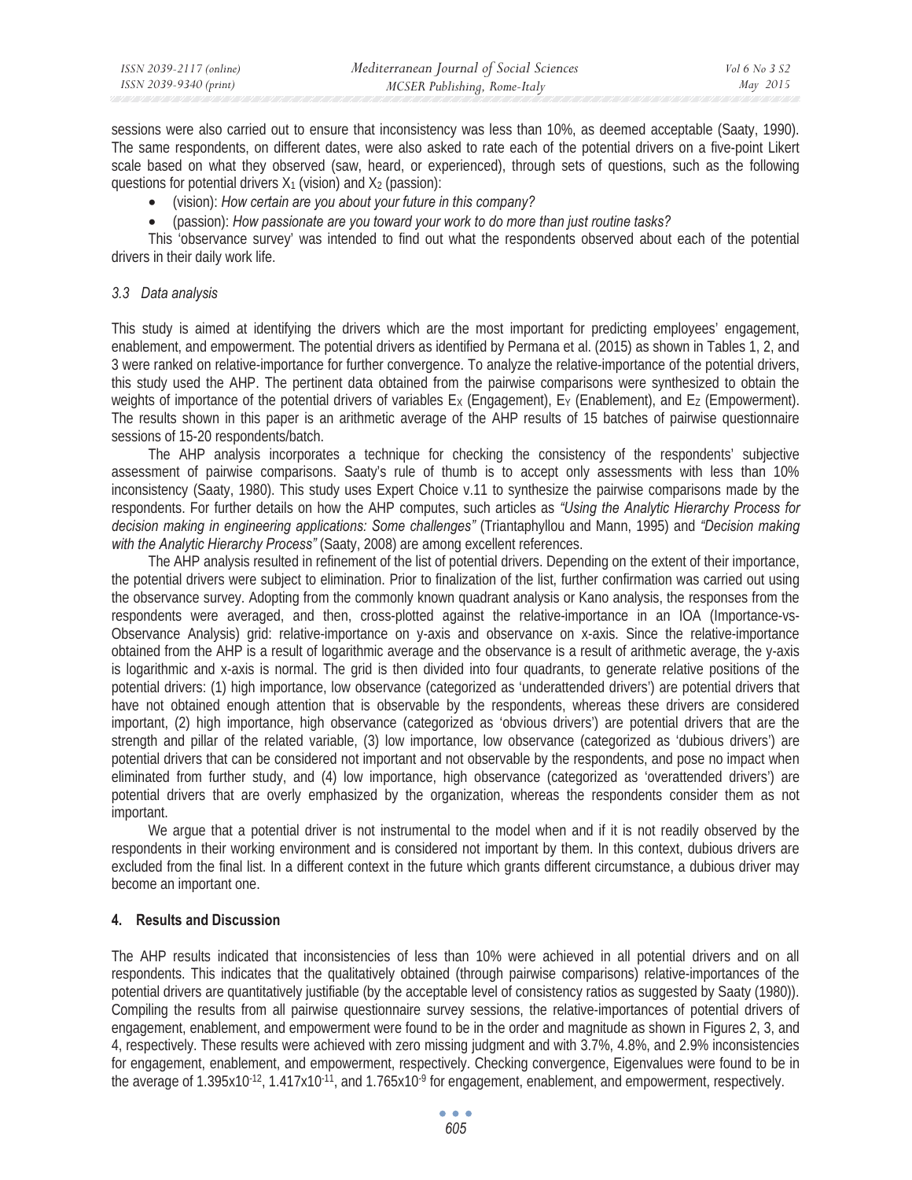sessions were also carried out to ensure that inconsistency was less than 10%, as deemed acceptable (Saaty, 1990). The same respondents, on different dates, were also asked to rate each of the potential drivers on a five-point Likert scale based on what they observed (saw, heard, or experienced), through sets of questions, such as the following questions for potential drivers $X_1$ (vision) and $X_2$ (passion):

- (vision): *How certain are you about your future in this company?*
- (passion): *How passionate are you toward your work to do more than just routine tasks?*

This 'observance survey' was intended to find out what the respondents observed about each of the potential drivers in their daily work life.

### *3.3 Data analysis*

This study is aimed at identifying the drivers which are the most important for predicting employees' engagement, enablement, and empowerment. The potential drivers as identified by Permana et al. (2015) as shown in Tables 1, 2, and 3 were ranked on relative-importance for further convergence. To analyze the relative-importance of the potential drivers, this study used the AHP. The pertinent data obtained from the pairwise comparisons were synthesized to obtain the weights of importance of the potential drivers of variables $E_X$ (Engagement), $E_Y$ (Enablement), and $E_Z$ (Empowerment). The results shown in this paper is an arithmetic average of the AHP results of 15 batches of pairwise questionnaire sessions of 15-20 respondents/batch.

The AHP analysis incorporates a technique for checking the consistency of the respondents' subjective assessment of pairwise comparisons. Saaty's rule of thumb is to accept only assessments with less than 10% inconsistency (Saaty, 1980). This study uses Expert Choice v.11 to synthesize the pairwise comparisons made by the respondents. For further details on how the AHP computes, such articles as *"Using the Analytic Hierarchy Process for decision making in engineering applications: Some challenges"* (Triantaphyllou and Mann, 1995) and *"Decision making with the Analytic Hierarchy Process"* (Saaty, 2008) are among excellent references.

The AHP analysis resulted in refinement of the list of potential drivers. Depending on the extent of their importance, the potential drivers were subject to elimination. Prior to finalization of the list, further confirmation was carried out using the observance survey. Adopting from the commonly known quadrant analysis or Kano analysis, the responses from the respondents were averaged, and then, cross-plotted against the relative-importance in an IOA (Importance-vs-Observance Analysis) grid: relative-importance on y-axis and observance on x-axis. Since the relative-importance obtained from the AHP is a result of logarithmic average and the observance is a result of arithmetic average, the y-axis is logarithmic and x-axis is normal. The grid is then divided into four quadrants, to generate relative positions of the potential drivers: (1) high importance, low observance (categorized as 'underattended drivers') are potential drivers that have not obtained enough attention that is observable by the respondents, whereas these drivers are considered important, (2) high importance, high observance (categorized as 'obvious drivers') are potential drivers that are the strength and pillar of the related variable, (3) low importance, low observance (categorized as 'dubious drivers') are potential drivers that can be considered not important and not observable by the respondents, and pose no impact when eliminated from further study, and (4) low importance, high observance (categorized as 'overattended drivers') are potential drivers that are overly emphasized by the organization, whereas the respondents consider them as not important.

We argue that a potential driver is not instrumental to the model when and if it is not readily observed by the respondents in their working environment and is considered not important by them. In this context, dubious drivers are excluded from the final list. In a different context in the future which grants different circumstance, a dubious driver may become an important one.

## **4. Results and Discussion**

The AHP results indicated that inconsistencies of less than 10% were achieved in all potential drivers and on all respondents. This indicates that the qualitatively obtained (through pairwise comparisons) relative-importances of the potential drivers are quantitatively justifiable (by the acceptable level of consistency ratios as suggested by Saaty (1980)). Compiling the results from all pairwise questionnaire survey sessions, the relative-importances of potential drivers of engagement, enablement, and empowerment were found to be in the order and magnitude as shown in Figures 2, 3, and 4, respectively. These results were achieved with zero missing judgment and with 3.7%, 4.8%, and 2.9% inconsistencies for engagement, enablement, and empowerment, respectively. Checking convergence, Eigenvalues were found to be in the average of $1.395 \times 10^{-12}$, $1.417 \times 10^{-11}$, and $1.765 \times 10^{-9}$ for engagement, enablement, and empowerment, respectively.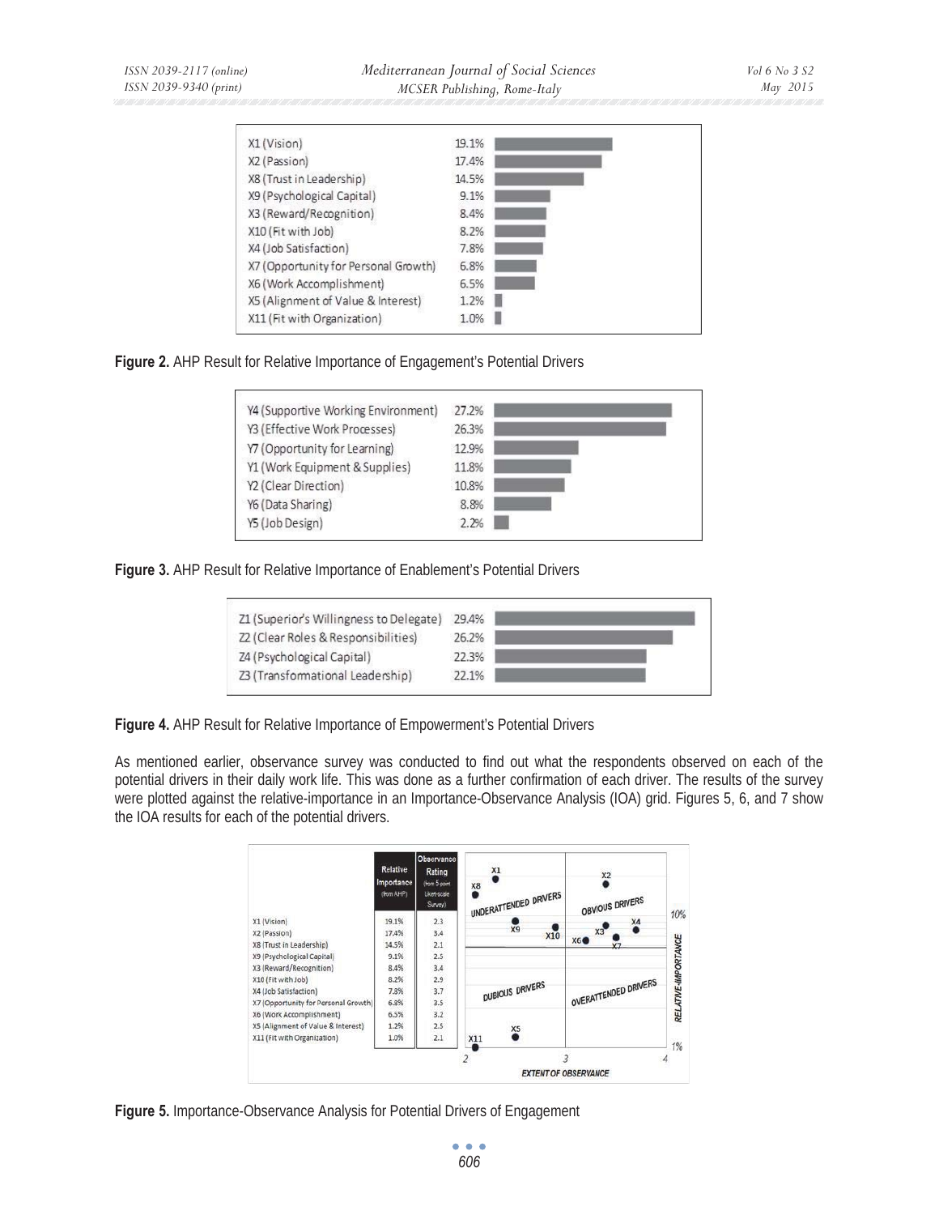| | | |
|---|---|---|
| X1 (Vision) | 19.1% | |
| X2 (Passion) | 17.4% | |
| X8 (Trust in Leadership) | 14.5% | |
| X9 (Psychological Capital) | 9.1% | |
| X3 (Reward/Recognition) | 8.4% | |
| X10 (Fit with Job) | 8.2% | |
| X4 (Job Satisfaction) | 7.8% | |
| X7 (Opportunity for Personal Growth) | 6.8% | |
| X6 (Work Accomplishment) | 6.5% | |
| X5 (Alignment of Value & Interest) | 1.2% | |
| X11 (Fit with Organization) | 1.0% | |

**Figure 2.** AHP Result for Relative Importance of Engagement's Potential Drivers

| | | |
|---|---|---|
| Y4 (Supportive Working Environment) | 27.2% | |
| Y3 (Effective Work Processes) | 26.3% | |
| Y7 (Opportunity for Learning) | 12.9% | |
| Y1 (Work Equipment & Supplies) | 11.8% | |
| Y2 (Clear Direction) | 10.8% | |
| Y6 (Data Sharing) | 8.8% | |
| Y5 (Job Design) | 2.2% | |

**Figure 3.** AHP Result for Relative Importance of Enablement's Potential Drivers

| | | |
|---|---|---|
| Z1 (Superior's Willingness to Delegate) | 29.4% | |
| Z2 (Clear Roles & Responsibilities) | 26.2% | |
| Z4 (Psychological Capital) | 22.3% | |
| Z3 (Transformational Leadership) | 22.1% | |

**Figure 4.** AHP Result for Relative Importance of Empowerment's Potential Drivers

As mentioned earlier, observance survey was conducted to find out what the respondents observed on each of the potential drivers in their daily work life. This was done as a further confirmation of each driver. The results of the survey were plotted against the relative-importance in an Importance-Observance Analysis (IOA) grid. Figures 5, 6, and 7 show the IOA results for each of the potential drivers.

| | Relative Importance (from AHP) | Observance Rating (from 5-point Likert-scale Survey) |
|---|---|---|
| X1 (Vision) | 19.1% | 2.3 |
| X2 (Passion) | 17.4% | 3.4 |
| X8 (Trust in Leadership) | 14.5% | 2.1 |
| X9 (Psychological Capital) | 9.1% | 2.5 |
| X3 (Reward/Recognition) | 8.4% | 3.4 |
| X10 (Fit with Job) | 8.2% | 2.9 |
| X4 (Job Satisfaction) | 7.8% | 3.7 |
| X7 (Opportunity for Personal Growth) | 6.8% | 3.5 |
| X6 (Work Accomplishment) | 6.5% | 3.2 |
| X5 (Alignment of Value & Interest) | 1.2% | 2.5 |
| X11 (Fit with Organization) | 1.0% | 2.1 |

**Figure 5.** Importance-Observance Analysis for Potential Drivers of Engagement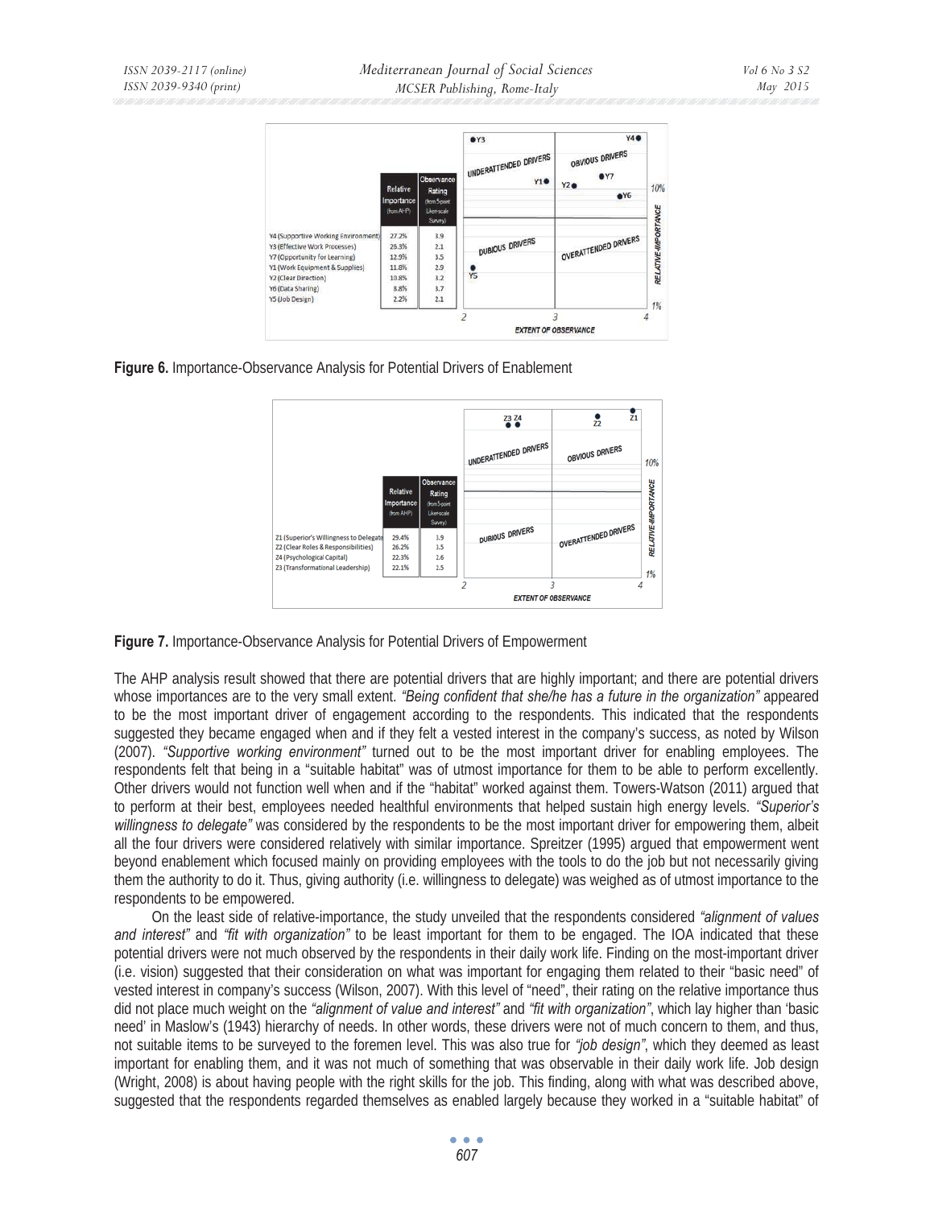Y3
Y4
UNDERATTENDED DRIVERS
OBVIOUS DRIVERS
Y1
Y7
Y2
Y6
10%
DUBIOUS DRIVERS
OVERATTENDED DRIVERS
Y5
RELATIVE-IMPORTANCE
1%
2
3
4
EXTENT OF OBSERVANCE

| | Relative Importance (from AHP) | Observance Rating (from 5-point Likert-scale Survey) |
|---|---|---|
| Y4 (Supportive Working Environment) | 27.2% | 3.9 |
| Y3 (Effective Work Processes) | 26.3% | 2.1 |
| Y7 (Opportunity for Learning) | 12.9% | 3.5 |
| Y1 (Work Equipment & Supplies) | 11.8% | 2.9 |
| Y2 (Clear Direction) | 10.8% | 3.2 |
| Y6 (Data Sharing) | 8.8% | 3.7 |
| Y5 (Job Design) | 2.2% | 2.1 |

**Figure 6.** Importance-Observance Analysis for Potential Drivers of Enablement

Z3 Z4
Z2
Z1
UNDERATTENDED DRIVERS
OBVIOUS DRIVERS
10%
DUBIOUS DRIVERS
OVERATTENDED DRIVERS
RELATIVE-IMPORTANCE
1%
2
3
4
EXTENT OF OBSERVANCE

| | Relative Importance (from AHP) | Observance Rating (from 5-point Likert-scale Survey) |
|---|---|---|
| Z1 (Superior's Willingness to Delegate) | 29.4% | 3.9 |
| Z2 (Clear Roles & Responsibilities) | 26.2% | 3.5 |
| Z4 (Psychological Capital) | 22.3% | 2.6 |
| Z3 (Transformational Leadership) | 22.1% | 2.5 |

**Figure 7.** Importance-Observance Analysis for Potential Drivers of Empowerment

The AHP analysis result showed that there are potential drivers that are highly important; and there are potential drivers whose importances are to the very small extent. *"Being confident that she/he has a future in the organization"* appeared to be the most important driver of engagement according to the respondents. This indicated that the respondents suggested they became engaged when and if they felt a vested interest in the company's success, as noted by Wilson (2007). *"Supportive working environment"* turned out to be the most important driver for enabling employees. The respondents felt that being in a "suitable habitat" was of utmost importance for them to be able to perform excellently. Other drivers would not function well when and if the "habitat" worked against them. Towers-Watson (2011) argued that to perform at their best, employees needed healthful environments that helped sustain high energy levels. *"Superior's willingness to delegate"* was considered by the respondents to be the most important driver for empowering them, albeit all the four drivers were considered relatively with similar importance. Spreitzer (1995) argued that empowerment went beyond enablement which focused mainly on providing employees with the tools to do the job but not necessarily giving them the authority to do it. Thus, giving authority (i.e. willingness to delegate) was weighed as of utmost importance to the respondents to be empowered.

On the least side of relative-importance, the study unveiled that the respondents considered *"alignment of values and interest"* and *"fit with organization"* to be least important for them to be engaged. The IOA indicated that these potential drivers were not much observed by the respondents in their daily work life. Finding on the most-important driver (i.e. vision) suggested that their consideration on what was important for engaging them related to their "basic need" of vested interest in company's success (Wilson, 2007). With this level of "need", their rating on the relative importance thus did not place much weight on the *"alignment of value and interest"* and *"fit with organization"*, which lay higher than 'basic need' in Maslow's (1943) hierarchy of needs. In other words, these drivers were not of much concern to them, and thus, not suitable items to be surveyed to the foremen level. This was also true for *"job design"*, which they deemed as least important for enabling them, and it was not much of something that was observable in their daily work life. Job design (Wright, 2008) is about having people with the right skills for the job. This finding, along with what was described above, suggested that the respondents regarded themselves as enabled largely because they worked in a "suitable habitat" of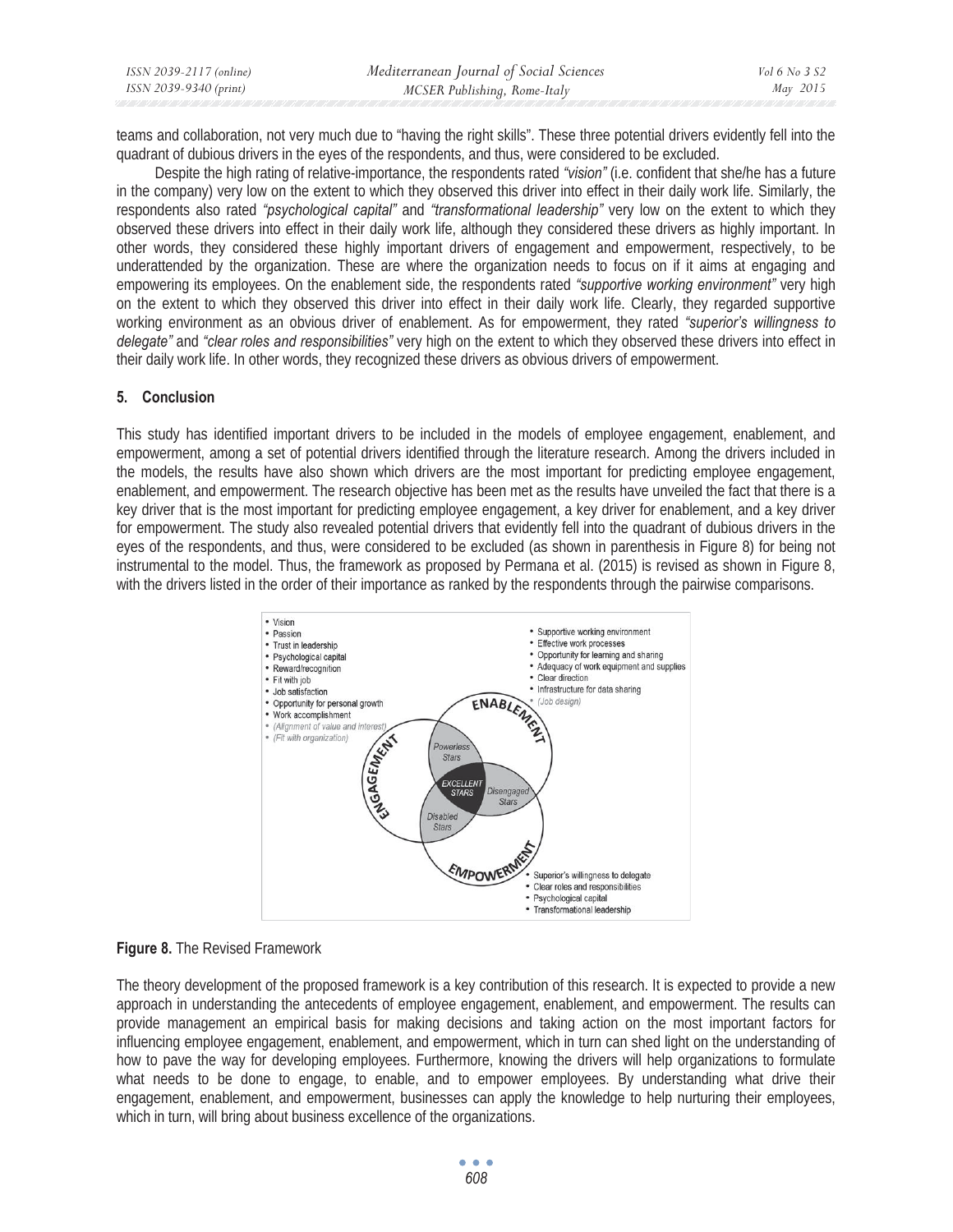teams and collaboration, not very much due to "having the right skills". These three potential drivers evidently fell into the quadrant of dubious drivers in the eyes of the respondents, and thus, were considered to be excluded.

Despite the high rating of relative-importance, the respondents rated *"vision"* (i.e. confident that she/he has a future in the company) very low on the extent to which they observed this driver into effect in their daily work life. Similarly, the respondents also rated *"psychological capital"* and *"transformational leadership"* very low on the extent to which they observed these drivers into effect in their daily work life, although they considered these drivers as highly important. In other words, they considered these highly important drivers of engagement and empowerment, respectively, to be underattended by the organization. These are where the organization needs to focus on if it aims at engaging and empowering its employees. On the enablement side, the respondents rated *"supportive working environment"* very high on the extent to which they observed this driver into effect in their daily work life. Clearly, they regarded supportive working environment as an obvious driver of enablement. As for empowerment, they rated *"superior's willingness to delegate"* and *"clear roles and responsibilities"* very high on the extent to which they observed these drivers into effect in their daily work life. In other words, they recognized these drivers as obvious drivers of empowerment.

## 5. Conclusion

This study has identified important drivers to be included in the models of employee engagement, enablement, and empowerment, among a set of potential drivers identified through the literature research. Among the drivers included in the models, the results have also shown which drivers are the most important for predicting employee engagement, enablement, and empowerment. The research objective has been met as the results have unveiled the fact that there is a key driver that is the most important for predicting employee engagement, a key driver for enablement, and a key driver for empowerment. The study also revealed potential drivers that evidently fell into the quadrant of dubious drivers in the eyes of the respondents, and thus, were considered to be excluded (as shown in parenthesis in Figure 8) for being not instrumental to the model. Thus, the framework as proposed by Permana et al. (2015) is revised as shown in Figure 8, with the drivers listed in the order of their importance as ranked by the respondents through the pairwise comparisons.

**Figure 8.** The Revised Framework

The theory development of the proposed framework is a key contribution of this research. It is expected to provide a new approach in understanding the antecedents of employee engagement, enablement, and empowerment. The results can provide management an empirical basis for making decisions and taking action on the most important factors for influencing employee engagement, enablement, and empowerment, which in turn can shed light on the understanding of how to pave the way for developing employees. Furthermore, knowing the drivers will help organizations to formulate what needs to be done to engage, to enable, and to empower employees. By understanding what drive their engagement, enablement, and empowerment, businesses can apply the knowledge to help nurturing their employees, which in turn, will bring about business excellence of the organizations.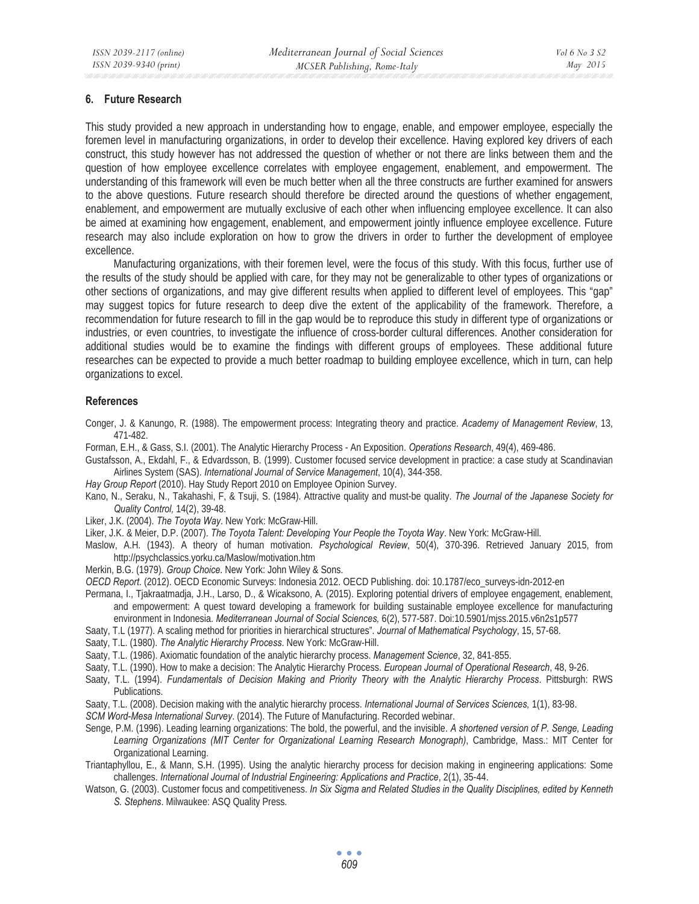## 6. Future Research

This study provided a new approach in understanding how to engage, enable, and empower employee, especially the foremen level in manufacturing organizations, in order to develop their excellence. Having explored key drivers of each construct, this study however has not addressed the question of whether or not there are links between them and the question of how employee excellence correlates with employee engagement, enablement, and empowerment. The understanding of this framework will even be much better when all the three constructs are further examined for answers to the above questions. Future research should therefore be directed around the questions of whether engagement, enablement, and empowerment are mutually exclusive of each other when influencing employee excellence. It can also be aimed at examining how engagement, enablement, and empowerment jointly influence employee excellence. Future research may also include exploration on how to grow the drivers in order to further the development of employee excellence.

Manufacturing organizations, with their foremen level, were the focus of this study. With this focus, further use of the results of the study should be applied with care, for they may not be generalizable to other types of organizations or other sections of organizations, and may give different results when applied to different level of employees. This "gap" may suggest topics for future research to deep dive the extent of the applicability of the framework. Therefore, a recommendation for future research to fill in the gap would be to reproduce this study in different type of organizations or industries, or even countries, to investigate the influence of cross-border cultural differences. Another consideration for additional studies would be to examine the findings with different groups of employees. These additional future researches can be expected to provide a much better roadmap to building employee excellence, which in turn, can help organizations to excel.

## References

Conger, J. & Kanungo, R. (1988). The empowerment process: Integrating theory and practice. *Academy of Management Review*, 13, 471-482.

Forman, E.H., & Gass, S.I. (2001). The Analytic Hierarchy Process - An Exposition. *Operations Research*, 49(4), 469-486.

Gustafsson, A., Ekdahl, F., & Edvardsson, B. (1999). Customer focused service development in practice: a case study at Scandinavian Airlines System (SAS). *International Journal of Service Management*, 10(4), 344-358.

*Hay Group Report* (2010). Hay Study Report 2010 on Employee Opinion Survey.

Kano, N., Seraku, N., Takahashi, F, & Tsuji, S. (1984). Attractive quality and must-be quality. *The Journal of the Japanese Society for Quality Control,* 14(2), 39-48.

Liker, J.K. (2004). *The Toyota Way*. New York: McGraw-Hill.

Liker, J.K. & Meier, D.P. (2007). *The Toyota Talent: Developing Your People the Toyota Way*. New York: McGraw-Hill.

Maslow, A.H. (1943). A theory of human motivation. *Psychological Review*, 50(4), 370-396. Retrieved January 2015, from http://psychclassics.yorku.ca/Maslow/motivation.htm

Merkin, B.G. (1979). *Group Choice*. New York: John Wiley & Sons.

*OECD Report*. (2012). OECD Economic Surveys: Indonesia 2012. OECD Publishing. doi: 10.1787/eco_surveys-idn-2012-en

Permana, I., Tjakraatmadja, J.H., Larso, D., & Wicaksono, A. (2015). Exploring potential drivers of employee engagement, enablement, and empowerment: A quest toward developing a framework for building sustainable employee excellence for manufacturing environment in Indonesia. *Mediterranean Journal of Social Sciences,* 6(2), 577-587. Doi:10.5901/mjss.2015.v6n2s1p577

Saaty, T.L (1977). A scaling method for priorities in hierarchical structures". *Journal of Mathematical Psychology*, 15, 57-68.

Saaty, T.L. (1980). *The Analytic Hierarchy Process*. New York: McGraw-Hill.

Saaty, T.L. (1986). Axiomatic foundation of the analytic hierarchy process. *Management Science*, 32, 841-855.

Saaty, T.L. (1990). How to make a decision: The Analytic Hierarchy Process. *European Journal of Operational Research*, 48, 9-26.

Saaty, T.L. (1994). *Fundamentals of Decision Making and Priority Theory with the Analytic Hierarchy Process*. Pittsburgh: RWS Publications.

Saaty, T.L. (2008). Decision making with the analytic hierarchy process. *International Journal of Services Sciences,* 1(1), 83-98.

*SCM Word-Mesa International Survey*. (2014). The Future of Manufacturing. Recorded webinar.

Senge, P.M. (1996). Leading learning organizations: The bold, the powerful, and the invisible. *A shortened version of P. Senge, Leading Learning Organizations (MIT Center for Organizational Learning Research Monograph)*, Cambridge, Mass.: MIT Center for Organizational Learning.

Triantaphyllou, E., & Mann, S.H. (1995). Using the analytic hierarchy process for decision making in engineering applications: Some challenges. *International Journal of Industrial Engineering: Applications and Practice*, 2(1), 35-44.

Watson, G. (2003). Customer focus and competitiveness. *In Six Sigma and Related Studies in the Quality Disciplines, edited by Kenneth S. Stephens*. Milwaukee: ASQ Quality Press.